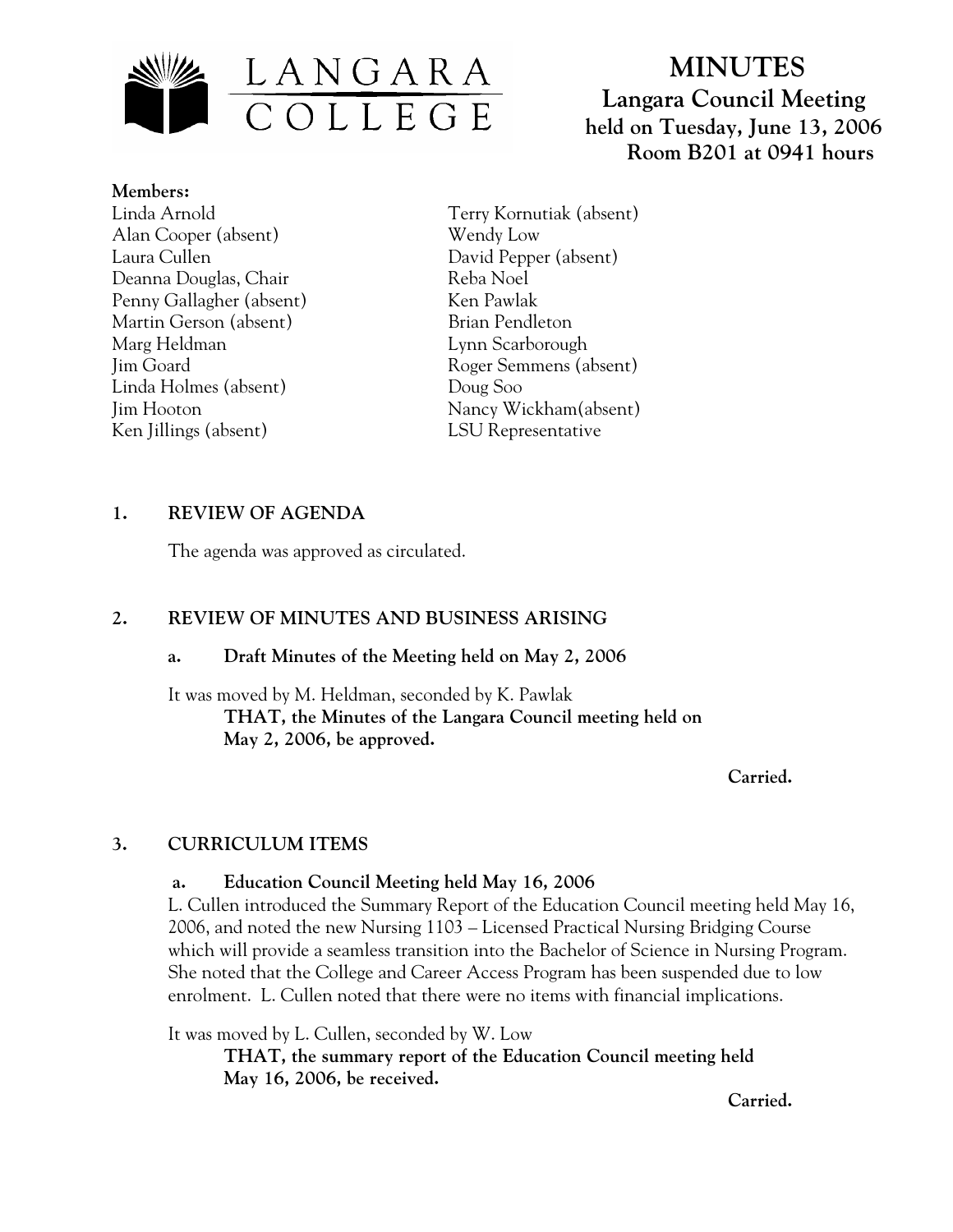LANGARA COLLEGE

# MINUTES

## Langara Council Meeting held on Tuesday, June 13, 2006 Room B201 at 0941 hours

**Members:**

Linda Arnold
Alan Cooper (absent)
Laura Cullen
Deanna Douglas, Chair
Penny Gallagher (absent)
Martin Gerson (absent)
Marg Heldman
Jim Goard
Linda Holmes (absent)
Jim Hooton
Ken Jillings (absent)
Terry Kornutiak (absent)
Wendy Low
David Pepper (absent)
Reba Noel
Ken Pawlak
Brian Pendleton
Lynn Scarborough
Roger Semmens (absent)
Doug Soo
Nancy Wickham(absent)
LSU Representative

### 1. REVIEW OF AGENDA

The agenda was approved as circulated.

### 2. REVIEW OF MINUTES AND BUSINESS ARISING

#### a. Draft Minutes of the Meeting held on May 2, 2006

It was moved by M. Heldman, seconded by K. Pawlak

**THAT, the Minutes of the Langara Council meeting held on May 2, 2006, be approved.**

**Carried.**

### 3. CURRICULUM ITEMS

#### a. Education Council Meeting held May 16, 2006

L. Cullen introduced the Summary Report of the Education Council meeting held May 16, 2006, and noted the new Nursing 1103 – Licensed Practical Nursing Bridging Course which will provide a seamless transition into the Bachelor of Science in Nursing Program. She noted that the College and Career Access Program has been suspended due to low enrolment. L. Cullen noted that there were no items with financial implications.

It was moved by L. Cullen, seconded by W. Low

**THAT, the summary report of the Education Council meeting held May 16, 2006, be received.**

**Carried.**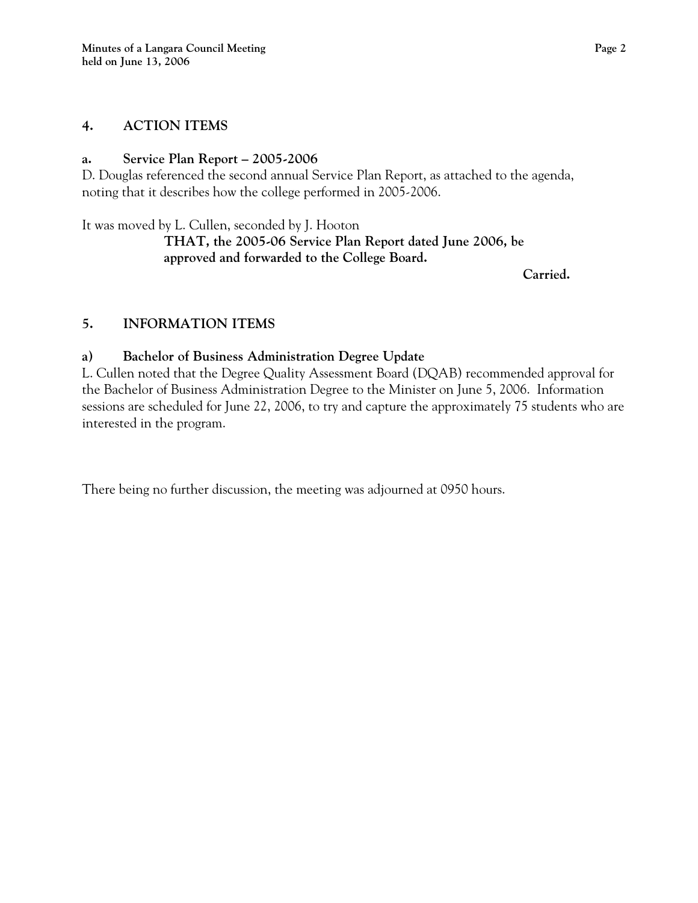## 4. ACTION ITEMS

### a. Service Plan Report – 2005-2006

D. Douglas referenced the second annual Service Plan Report, as attached to the agenda, noting that it describes how the college performed in 2005-2006.

It was moved by L. Cullen, seconded by J. Hooton

> **THAT, the 2005-06 Service Plan Report dated June 2006, be approved and forwarded to the College Board.**

**Carried.**

## 5. INFORMATION ITEMS

### a) Bachelor of Business Administration Degree Update

L. Cullen noted that the Degree Quality Assessment Board (DQAB) recommended approval for the Bachelor of Business Administration Degree to the Minister on June 5, 2006. Information sessions are scheduled for June 22, 2006, to try and capture the approximately 75 students who are interested in the program.

There being no further discussion, the meeting was adjourned at 0950 hours.